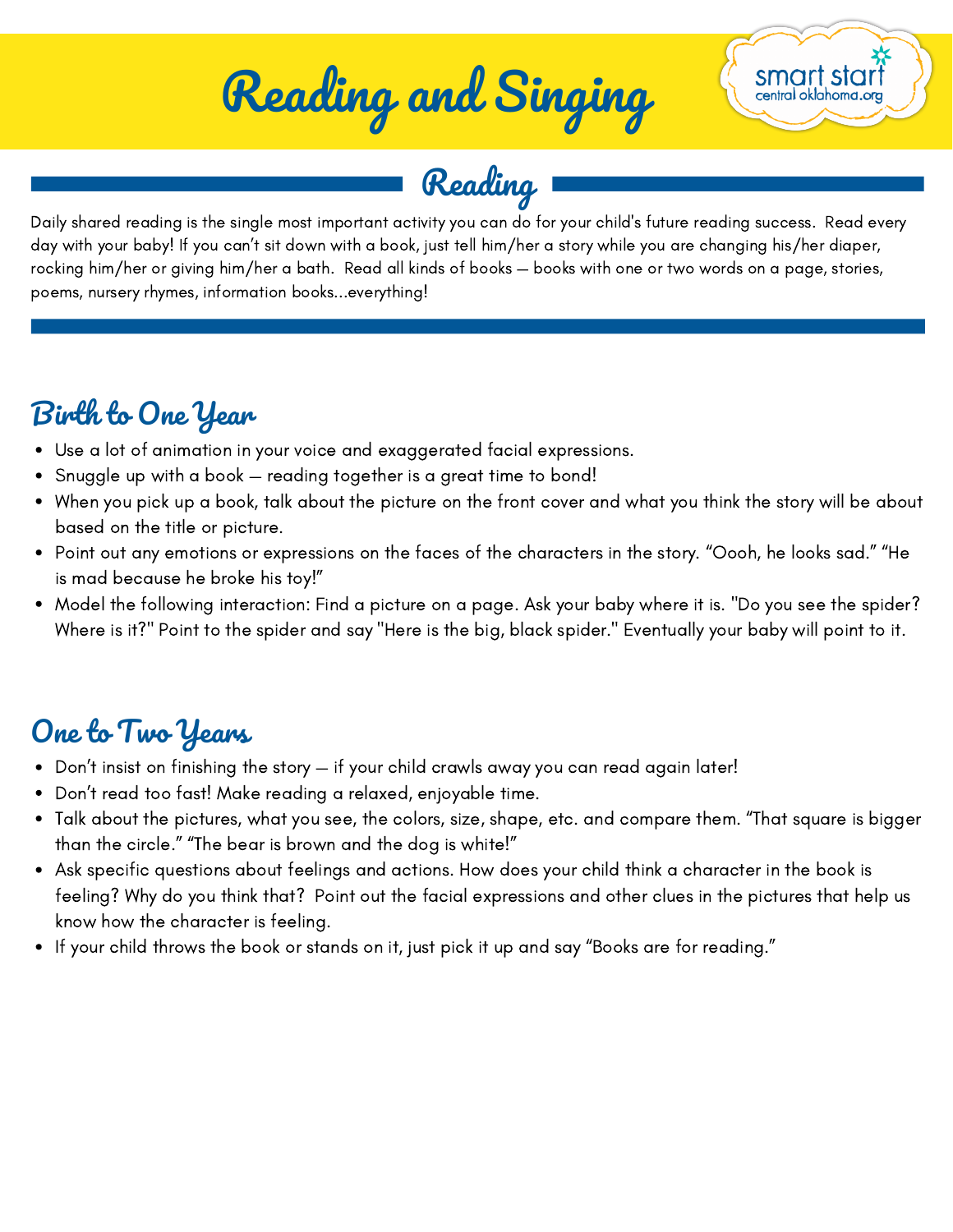# Reading and Singing

## Reading

Daily shared reading is the single most important activity you can do for your child's future reading success. Read every day with your baby! If you can't sit down with a book, just tell him/her a story while you are changing his/her diaper, rocking him/her or giving him/her a bath. Read all kinds of books – books with one or two words on a page, stories, poems, nursery rhymes, information books...everything!

### Birth to One Year

- Use a lot of animation in your voice and exaggerated facial expressions.
- Snuggle up with a book – reading together is a great time to bond!
- When you pick up a book, talk about the picture on the front cover and what you think the story will be about based on the title or picture.
- Point out any emotions or expressions on the faces of the characters in the story. "Oooh, he looks sad." "He is mad because he broke his toy!"
- Model the following interaction: Find a picture on a page. Ask your baby where it is. "Do you see the spider? Where is it?" Point to the spider and say "Here is the big, black spider." Eventually your baby will point to it.

### One to Two Years

- Don't insist on finishing the story – if your child crawls away you can read again later!
- Don't read too fast! Make reading a relaxed, enjoyable time.
- Talk about the pictures, what you see, the colors, size, shape, etc. and compare them. "That square is bigger than the circle." "The bear is brown and the dog is white!"
- Ask specific questions about feelings and actions. How does your child think a character in the book is feeling? Why do you think that? Point out the facial expressions and other clues in the pictures that help us know how the character is feeling.
- If your child throws the book or stands on it, just pick it up and say "Books are for reading."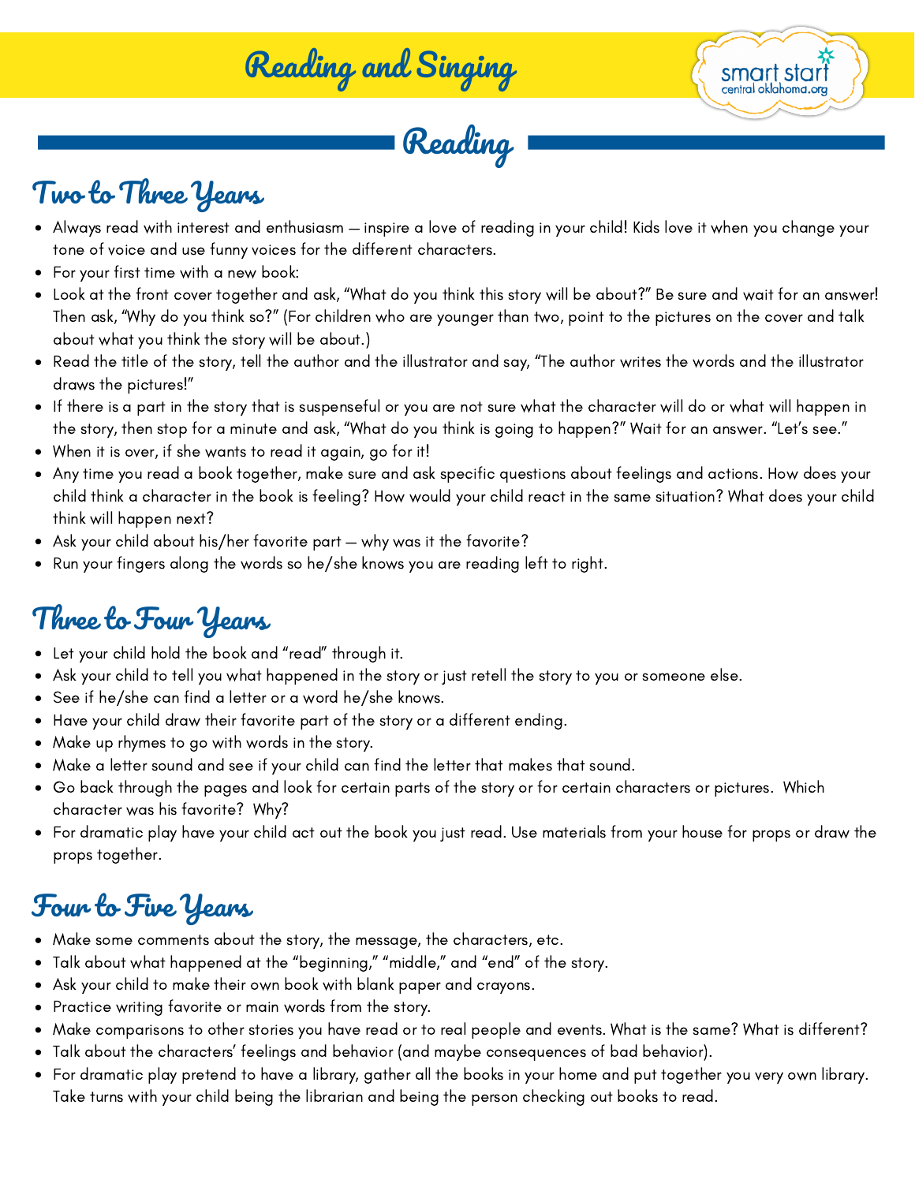# Reading and Singing

## Reading

### Two to Three Years

- Always read with interest and enthusiasm – inspire a love of reading in your child! Kids love it when you change your tone of voice and use funny voices for the different characters.
- For your first time with a new book:
- Look at the front cover together and ask, "What do you think this story will be about?" Be sure and wait for an answer! Then ask, "Why do you think so?" (For children who are younger than two, point to the pictures on the cover and talk about what you think the story will be about.)
- Read the title of the story, tell the author and the illustrator and say, "The author writes the words and the illustrator draws the pictures!"
- If there is a part in the story that is suspenseful or you are not sure what the character will do or what will happen in the story, then stop for a minute and ask, "What do you think is going to happen?" Wait for an answer. "Let's see."
- When it is over, if she wants to read it again, go for it!
- Any time you read a book together, make sure and ask specific questions about feelings and actions. How does your child think a character in the book is feeling? How would your child react in the same situation? What does your child think will happen next?
- Ask your child about his/her favorite part – why was it the favorite?
- Run your fingers along the words so he/she knows you are reading left to right.

### Three to Four Years

- Let your child hold the book and "read" through it.
- Ask your child to tell you what happened in the story or just retell the story to you or someone else.
- See if he/she can find a letter or a word he/she knows.
- Have your child draw their favorite part of the story or a different ending.
- Make up rhymes to go with words in the story.
- Make a letter sound and see if your child can find the letter that makes that sound.
- Go back through the pages and look for certain parts of the story or for certain characters or pictures. Which character was his favorite? Why?
- For dramatic play have your child act out the book you just read. Use materials from your house for props or draw the props together.

### Four to Five Years

- Make some comments about the story, the message, the characters, etc.
- Talk about what happened at the "beginning," "middle," and "end" of the story.
- Ask your child to make their own book with blank paper and crayons.
- Practice writing favorite or main words from the story.
- Make comparisons to other stories you have read or to real people and events. What is the same? What is different?
- Talk about the characters' feelings and behavior (and maybe consequences of bad behavior).
- For dramatic play pretend to have a library, gather all the books in your home and put together you very own library. Take turns with your child being the librarian and being the person checking out books to read.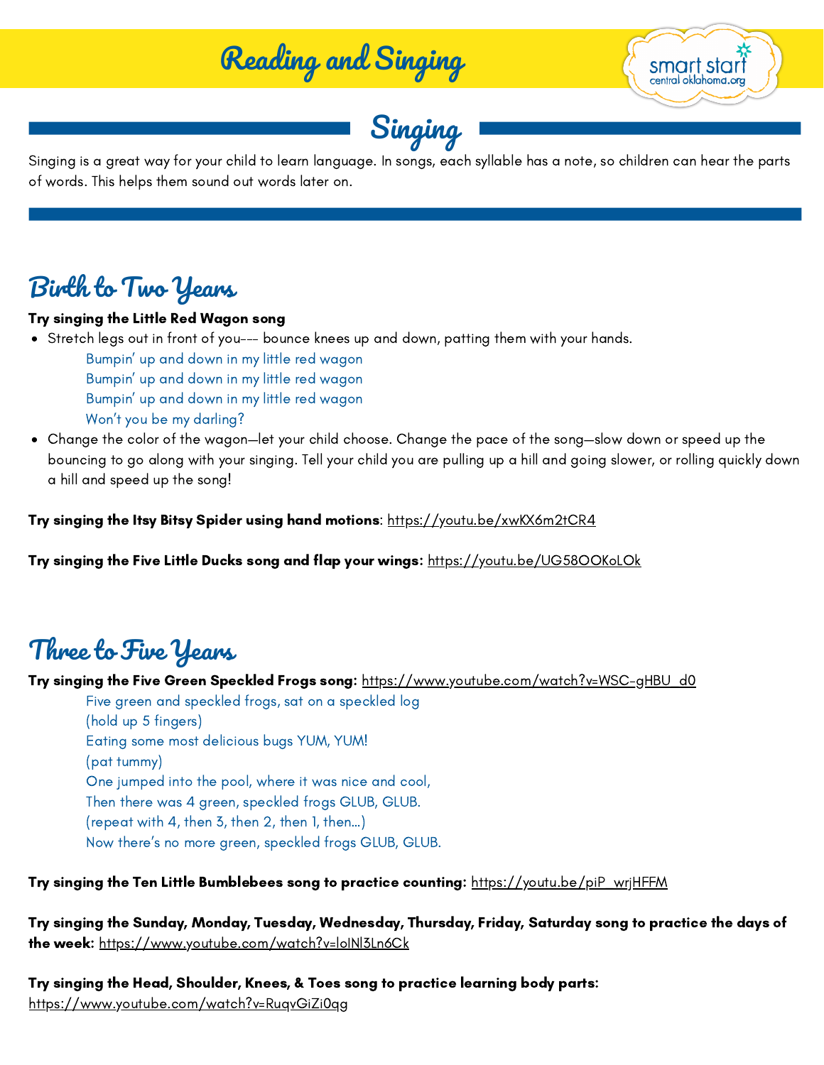# Reading and Singing

smart start
central oklahoma.org

## Singing

Singing is a great way for your child to learn language. In songs, each syllable has a note, so children can hear the parts of words. This helps them sound out words later on.

## Birth to Two Years

**Try singing the Little Red Wagon song**

- Stretch legs out in front of you--- bounce knees up and down, patting them with your hands.

  Bumpin' up and down in my little red wagon
  Bumpin' up and down in my little red wagon
  Bumpin' up and down in my little red wagon
  Won't you be my darling?

- Change the color of the wagon—let your child choose. Change the pace of the song—slow down or speed up the bouncing to go along with your singing. Tell your child you are pulling up a hill and going slower, or rolling quickly down a hill and speed up the song!

**Try singing the Itsy Bitsy Spider using hand motions**: https://youtu.be/xwKX6m2tCR4

**Try singing the Five Little Ducks song and flap your wings:** https://youtu.be/UG58OOKoLOk

## Three to Five Years

**Try singing the Five Green Speckled Frogs song:** https://www.youtube.com/watch?v=WSC-gHBU_d0

Five green and speckled frogs, sat on a speckled log
(hold up 5 fingers)
Eating some most delicious bugs YUM, YUM!
(pat tummy)
One jumped into the pool, where it was nice and cool,
Then there was 4 green, speckled frogs GLUB, GLUB.
(repeat with 4, then 3, then 2, then 1, then...)
Now there's no more green, speckled frogs GLUB, GLUB.

**Try singing the Ten Little Bumblebees song to practice counting:** https://youtu.be/piP_wrjHFFM

**Try singing the Sunday, Monday, Tuesday, Wednesday, Thursday, Friday, Saturday song to practice the days of the week:** https://www.youtube.com/watch?v=loINl3Ln6Ck

**Try singing the Head, Shoulder, Knees, & Toes song to practice learning body parts:**
https://www.youtube.com/watch?v=RuqvGiZi0qg